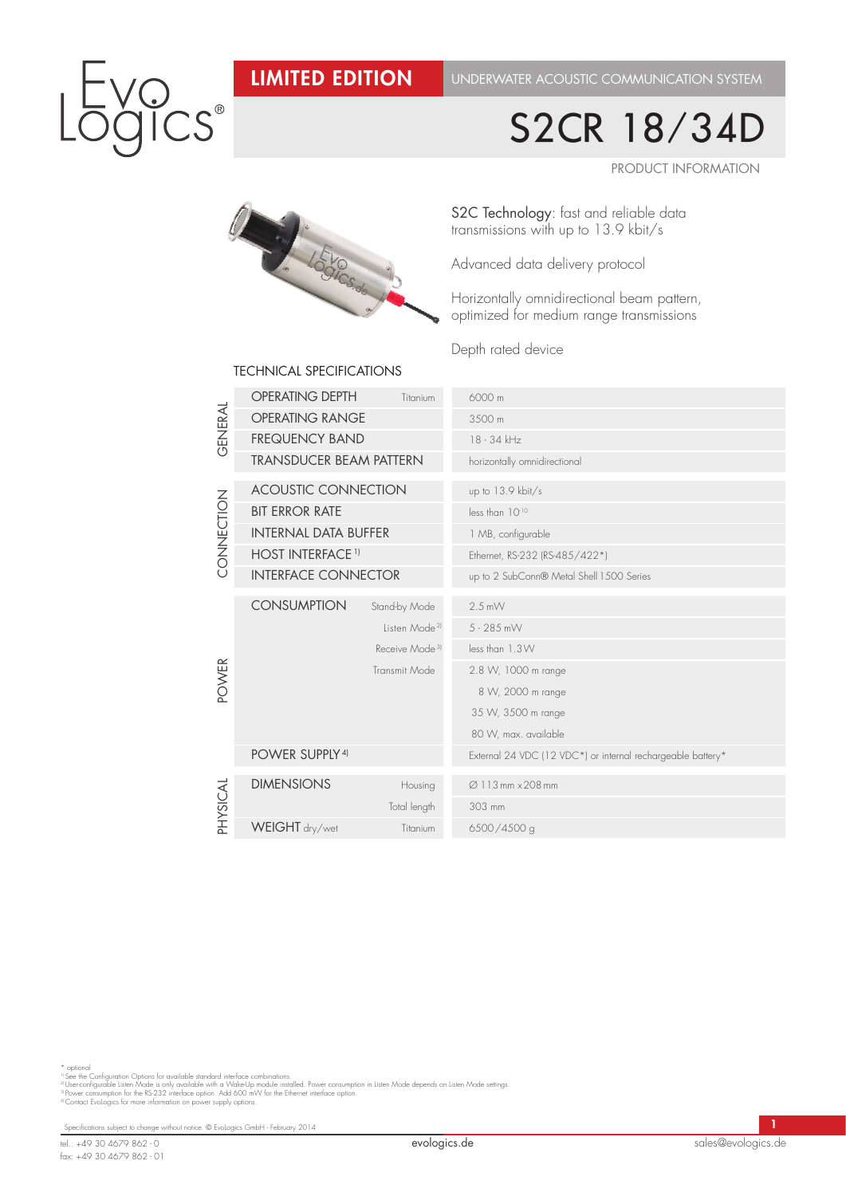# LIMITED EDITION

UNDERWATER ACOUSTIC COMMUNICATION SYSTEM

# S2CR 18/34D

PRODUCT INFORMATION

S2C Technology: fast and reliable data transmissions with up to 13.9 kbit/s

Advanced data delivery protocol

Horizontally omnidirectional beam pattern, optimized for medium range transmissions

Depth rated device

## TECHNICAL SPECIFICATIONS

| | | | |
|---|---|---|---|
| GENERAL | OPERATING DEPTH | Titanium | 6000 m |
| | OPERATING RANGE | | 3500 m |
| | FREQUENCY BAND | | 18 - 34 kHz |
| | TRANSDUCER BEAM PATTERN | | horizontally omnidirectional |
| CONNECTION | ACOUSTIC CONNECTION | | up to 13.9 kbit/s |
| | BIT ERROR RATE | | less than $10^{-10}$ |
| | INTERNAL DATA BUFFER | | 1 MB, configurable |
| | HOST INTERFACE [1] | | Ethernet, RS-232 (RS-485/422*) |
| | INTERFACE CONNECTOR | | up to 2 SubConn® Metal Shell 1500 Series |
| POWER | CONSUMPTION | Stand-by Mode | 2.5 mW |
| | | Listen Mode [2] | 5 - 285 mW |
| | | Receive Mode [3] | less than 1.3 W |
| | | Transmit Mode | 2.8 W, 1000 m range |
| | | | 8 W, 2000 m range |
| | | | 35 W, 3500 m range |
| | | | 80 W, max. available |
| | POWER SUPPLY [4] | | External 24 VDC (12 VDC*) or internal rechargeable battery* |
| PHYSICAL | DIMENSIONS | Housing | Ø 113 mm x 208 mm |
| | | Total length | 303 mm |
| | WEIGHT dry/wet | Titanium | 6500/4500 g |

\* optional
[1] See the Configuration Options for available standard interface combinations.
[2] User-configurable Listen Mode is only available with a Wake-Up module installed. Power consumption in Listen Mode depends on Listen Mode settings.
[3] Power consumption for the RS-232 interface option. Add 600 mW for the Ethernet interface option.
[4] Contact EvoLogics for more information on power supply options.

Specifications subject to change without notice. © EvoLogics GmbH - February 2014

tel.: +49 30 4679 862 - 0
fax: +49 30 4679 862 - 01

evologics.de

sales@evologics.de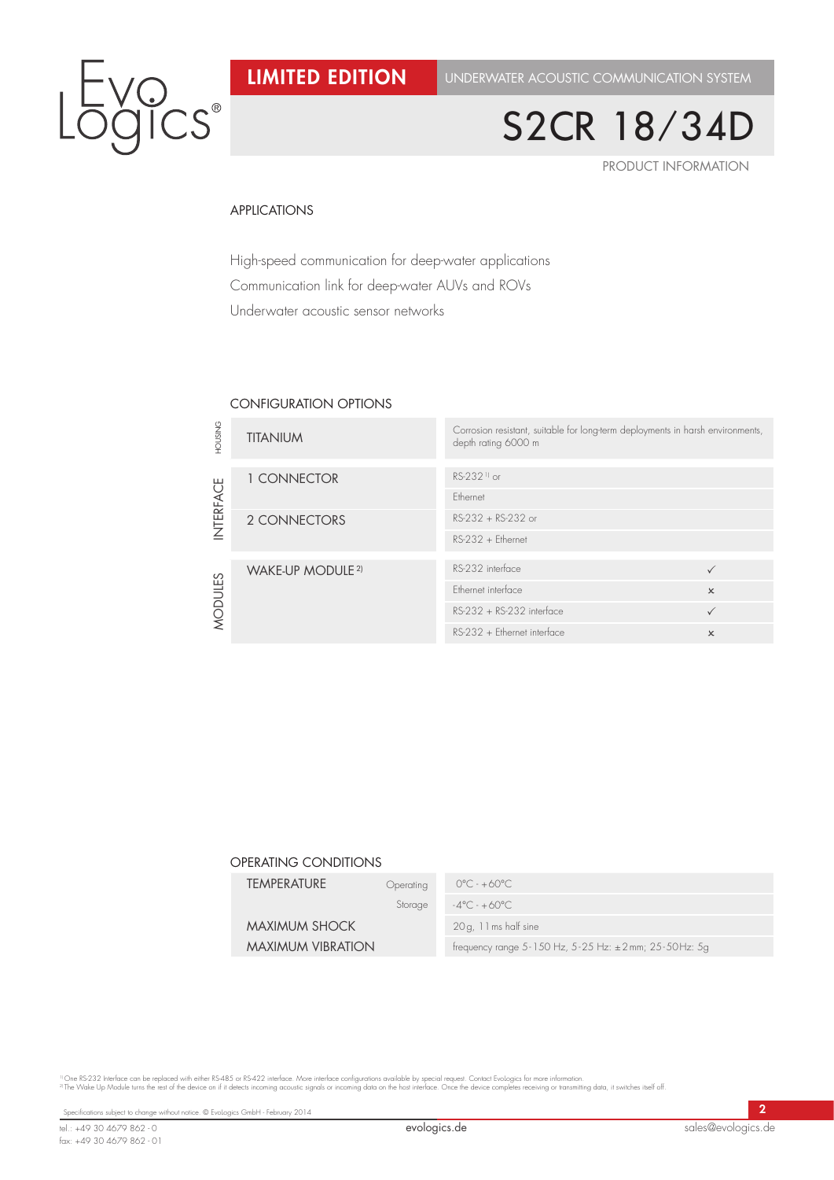LIMITED EDITION

UNDERWATER ACOUSTIC COMMUNICATION SYSTEM

# S2CR 18/34D

PRODUCT INFORMATION

## APPLICATIONS

High-speed communication for deep-water applications
Communication link for deep-water AUVs and ROVs
Underwater acoustic sensor networks

## CONFIGURATION OPTIONS

| | | | |
|---|---|---|---|
| HOUSING | TITANIUM | Corrosion resistant, suitable for long-term deployments in harsh environments, depth rating 6000 m | |
| INTERFACE | 1 CONNECTOR | RS-232 [1] or | |
| | | Ethernet | |
| | 2 CONNECTORS | RS-232 + RS-232 or | |
| | | RS-232 + Ethernet | |
| MODULES | WAKE-UP MODULE [2] | RS-232 interface | ✓ |
| | | Ethernet interface | × |
| | | RS-232 + RS-232 interface | ✓ |
| | | RS-232 + Ethernet interface | × |

## OPERATING CONDITIONS

| | | |
|---|---|---|
| TEMPERATURE | Operating | 0°C - +60°C |
| | Storage | -4°C - +60°C |
| MAXIMUM SHOCK | | 20g, 11ms half sine |
| MAXIMUM VIBRATION | | frequency range 5-150 Hz, 5-25 Hz: ±2mm; 25-50Hz: 5g |

[1] One RS-232 Interface can be replaced with either RS-485 or RS-422 interface. More interface configurations available by special request. Contact Evologics for more information.
[2] The Wake Up Module turns the rest of the device on if it detects incoming acoustic signals or incoming data on the host interface. Once the device completes receiving or transmitting data, it switches itself off.

Specifications subject to change without notice. © Evologics GmbH - February 2014

tel.: +49 30 4679 862 - 0
fax: +49 30 4679 862 - 01

evologics.de

sales@evologics.de